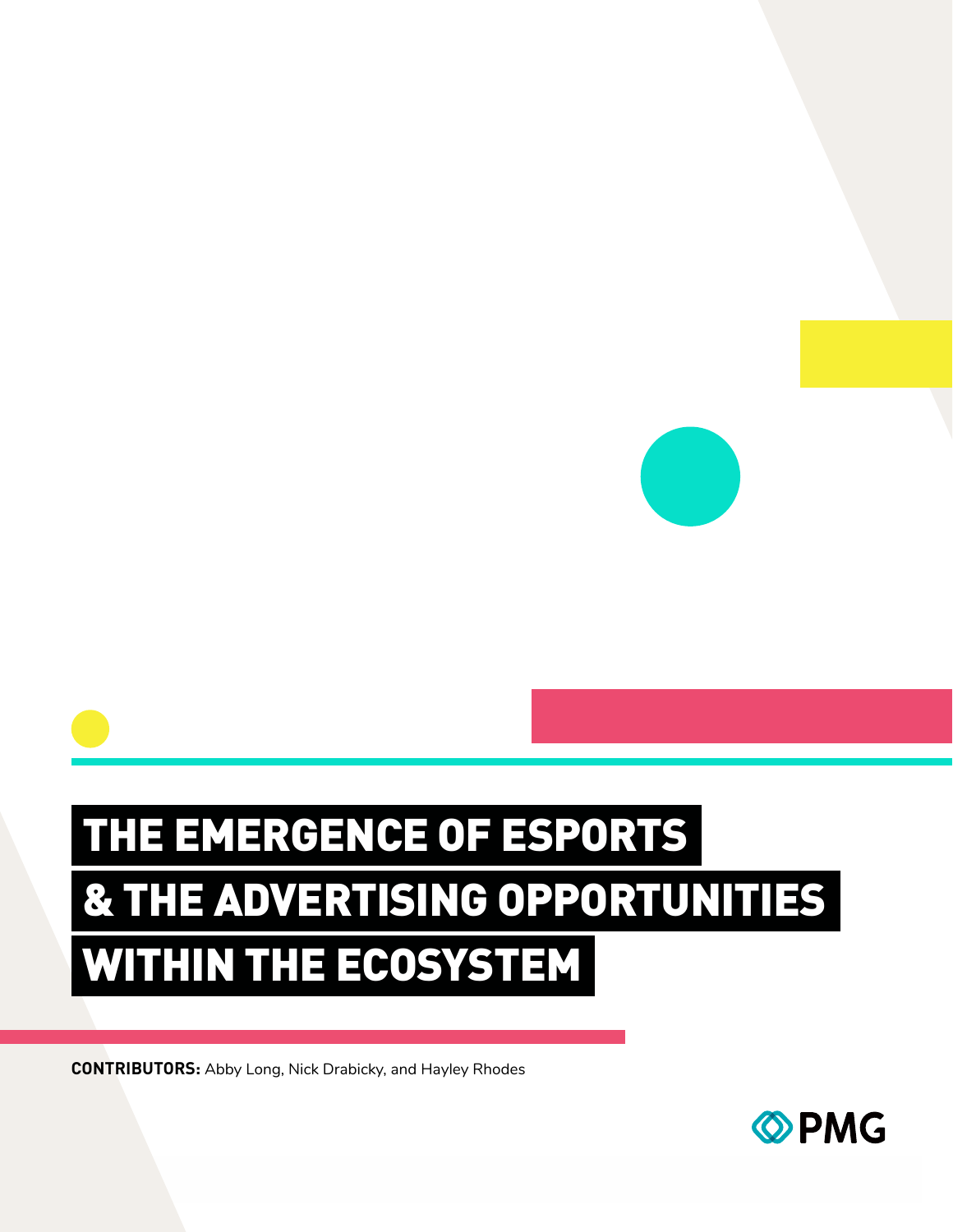# THE EMERGENCE OF ESPORTS & THE ADVERTISING OPPORTUNITIES WITHIN THE ECOSYSTEM

**CONTRIBUTORS:** Abby Long, Nick Drabicky, and Hayley Rhodes

PMG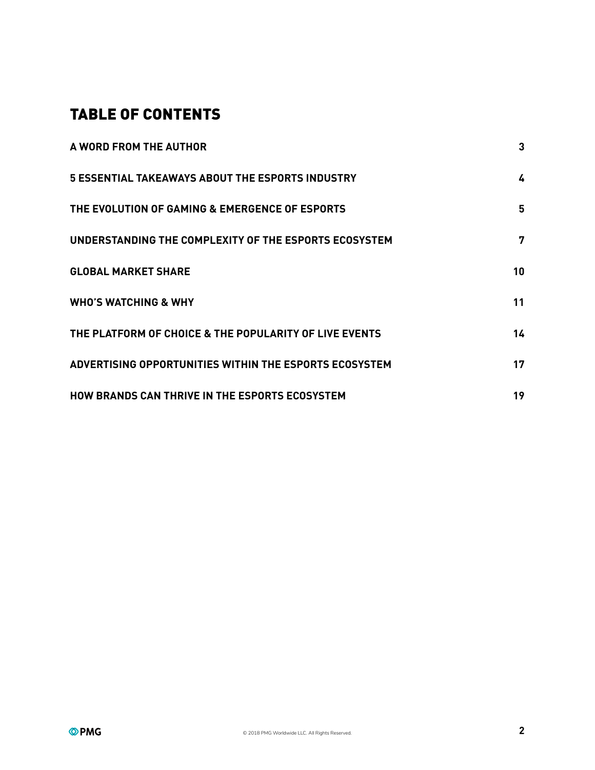# TABLE OF CONTENTS

| | |
|---|---|
| **A WORD FROM THE AUTHOR** | **3** |
| **5 ESSENTIAL TAKEAWAYS ABOUT THE ESPORTS INDUSTRY** | **4** |
| **THE EVOLUTION OF GAMING & EMERGENCE OF ESPORTS** | **5** |
| **UNDERSTANDING THE COMPLEXITY OF THE ESPORTS ECOSYSTEM** | **7** |
| **GLOBAL MARKET SHARE** | **10** |
| **WHO'S WATCHING & WHY** | **11** |
| **THE PLATFORM OF CHOICE & THE POPULARITY OF LIVE EVENTS** | **14** |
| **ADVERTISING OPPORTUNITIES WITHIN THE ESPORTS ECOSYSTEM** | **17** |
| **HOW BRANDS CAN THRIVE IN THE ESPORTS ECOSYSTEM** | **19** |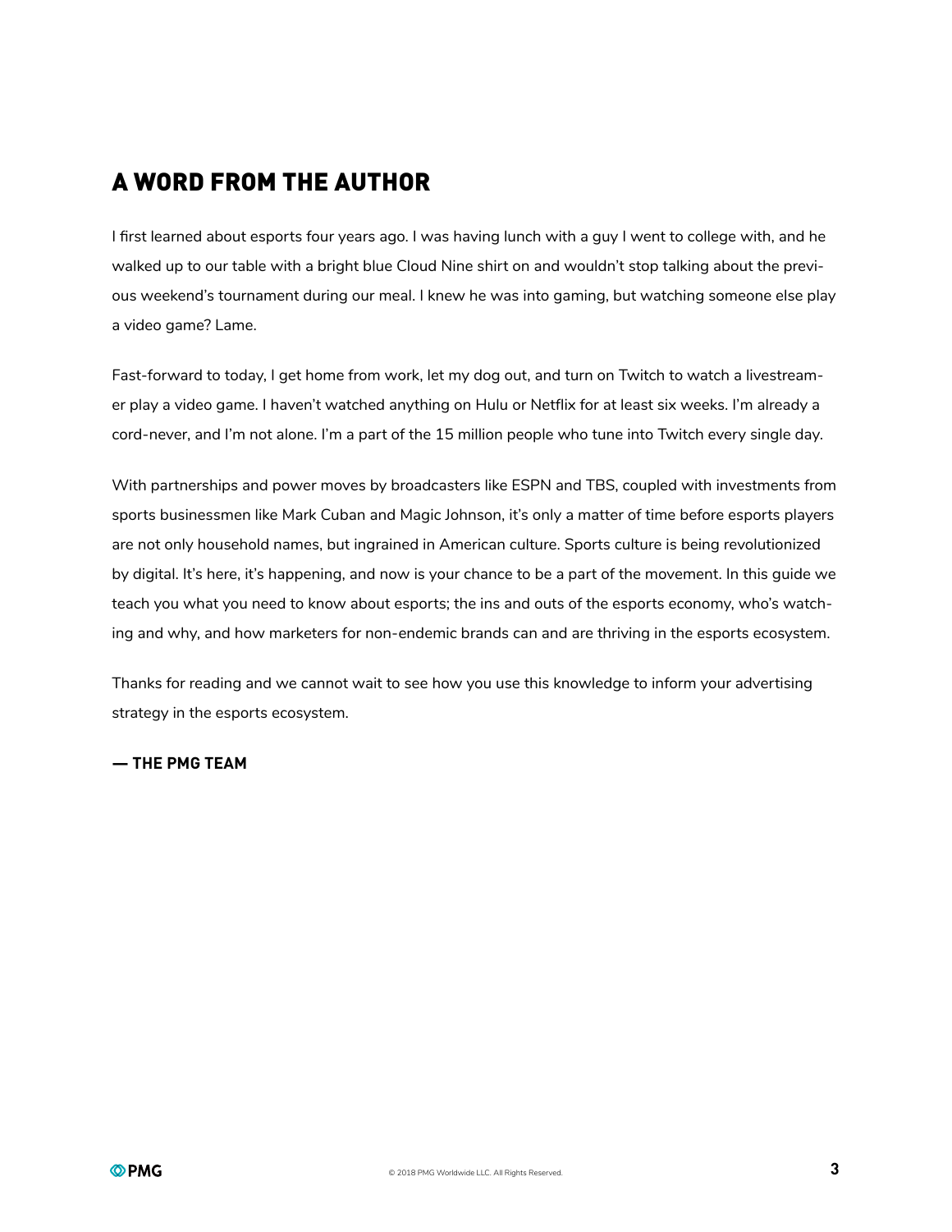## A WORD FROM THE AUTHOR

I first learned about esports four years ago. I was having lunch with a guy I went to college with, and he walked up to our table with a bright blue Cloud Nine shirt on and wouldn't stop talking about the previous weekend's tournament during our meal. I knew he was into gaming, but watching someone else play a video game? Lame.

Fast-forward to today, I get home from work, let my dog out, and turn on Twitch to watch a livestreamer play a video game. I haven't watched anything on Hulu or Netflix for at least six weeks. I'm already a cord-never, and I'm not alone. I'm a part of the 15 million people who tune into Twitch every single day.

With partnerships and power moves by broadcasters like ESPN and TBS, coupled with investments from sports businessmen like Mark Cuban and Magic Johnson, it's only a matter of time before esports players are not only household names, but ingrained in American culture. Sports culture is being revolutionized by digital. It's here, it's happening, and now is your chance to be a part of the movement. In this guide we teach you what you need to know about esports; the ins and outs of the esports economy, who's watching and why, and how marketers for non-endemic brands can and are thriving in the esports ecosystem.

Thanks for reading and we cannot wait to see how you use this knowledge to inform your advertising strategy in the esports ecosystem.

**— THE PMG TEAM**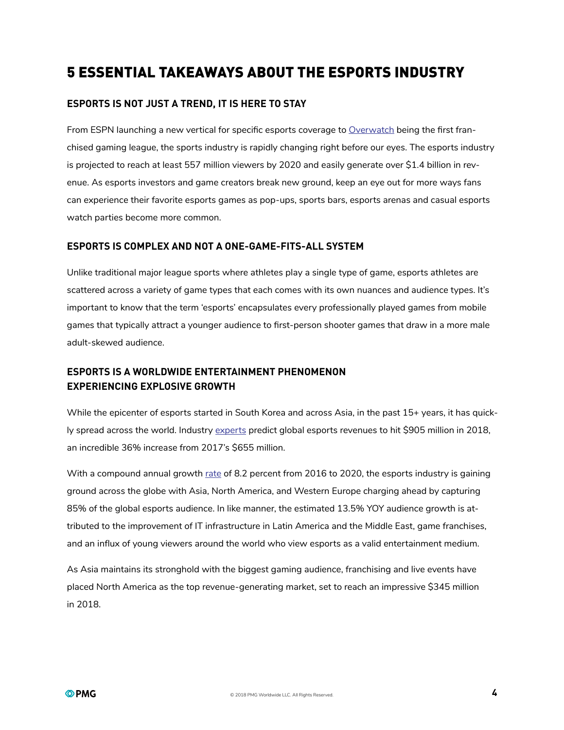# 5 ESSENTIAL TAKEAWAYS ABOUT THE ESPORTS INDUSTRY

### ESPORTS IS NOT JUST A TREND, IT IS HERE TO STAY

From ESPN launching a new vertical for specific esports coverage to Overwatch being the first franchised gaming league, the sports industry is rapidly changing right before our eyes. The esports industry is projected to reach at least 557 million viewers by 2020 and easily generate over $1.4 billion in revenue. As esports investors and game creators break new ground, keep an eye out for more ways fans can experience their favorite esports games as pop-ups, sports bars, esports arenas and casual esports watch parties become more common.

### ESPORTS IS COMPLEX AND NOT A ONE-GAME-FITS-ALL SYSTEM

Unlike traditional major league sports where athletes play a single type of game, esports athletes are scattered across a variety of game types that each comes with its own nuances and audience types. It's important to know that the term 'esports' encapsulates every professionally played games from mobile games that typically attract a younger audience to first-person shooter games that draw in a more male adult-skewed audience.

### ESPORTS IS A WORLDWIDE ENTERTAINMENT PHENOMENON EXPERIENCING EXPLOSIVE GROWTH

While the epicenter of esports started in South Korea and across Asia, in the past 15+ years, it has quickly spread across the world. Industry experts predict global esports revenues to hit $905 million in 2018, an incredible 36% increase from 2017's $655 million.

With a compound annual growth rate of 8.2 percent from 2016 to 2020, the esports industry is gaining ground across the globe with Asia, North America, and Western Europe charging ahead by capturing 85% of the global esports audience. In like manner, the estimated 13.5% YOY audience growth is attributed to the improvement of IT infrastructure in Latin America and the Middle East, game franchises, and an influx of young viewers around the world who view esports as a valid entertainment medium.

As Asia maintains its stronghold with the biggest gaming audience, franchising and live events have placed North America as the top revenue-generating market, set to reach an impressive $345 million in 2018.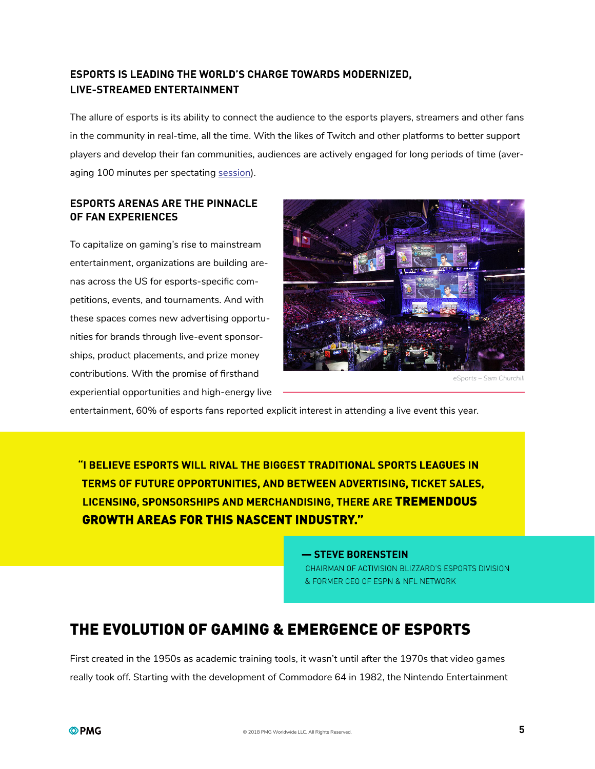### ESPORTS IS LEADING THE WORLD'S CHARGE TOWARDS MODERNIZED, LIVE-STREAMED ENTERTAINMENT

The allure of esports is its ability to connect the audience to the esports players, streamers and other fans in the community in real-time, all the time. With the likes of Twitch and other platforms to better support players and develop their fan communities, audiences are actively engaged for long periods of time (averaging 100 minutes per spectating session).

### ESPORTS ARENAS ARE THE PINNACLE OF FAN EXPERIENCES

To capitalize on gaming's rise to mainstream entertainment, organizations are building arenas across the US for esports-specific competitions, events, and tournaments. And with these spaces comes new advertising opportunities for brands through live-event sponsorships, product placements, and prize money contributions. With the promise of firsthand experiential opportunities and high-energy live entertainment, 60% of esports fans reported explicit interest in attending a live event this year.

*eSports – Sam Churchill*

> **"I BELIEVE ESPORTS WILL RIVAL THE BIGGEST TRADITIONAL SPORTS LEAGUES IN TERMS OF FUTURE OPPORTUNITIES, AND BETWEEN ADVERTISING, TICKET SALES, LICENSING, SPONSORSHIPS AND MERCHANDISING, THERE ARE TREMENDOUS GROWTH AREAS FOR THIS NASCENT INDUSTRY."**
>
> **— STEVE BORENSTEIN**
> CHAIRMAN OF ACTIVISION BLIZZARD'S ESPORTS DIVISION & FORMER CEO OF ESPN & NFL NETWORK

## THE EVOLUTION OF GAMING & EMERGENCE OF ESPORTS

First created in the 1950s as academic training tools, it wasn't until after the 1970s that video games really took off. Starting with the development of Commodore 64 in 1982, the Nintendo Entertainment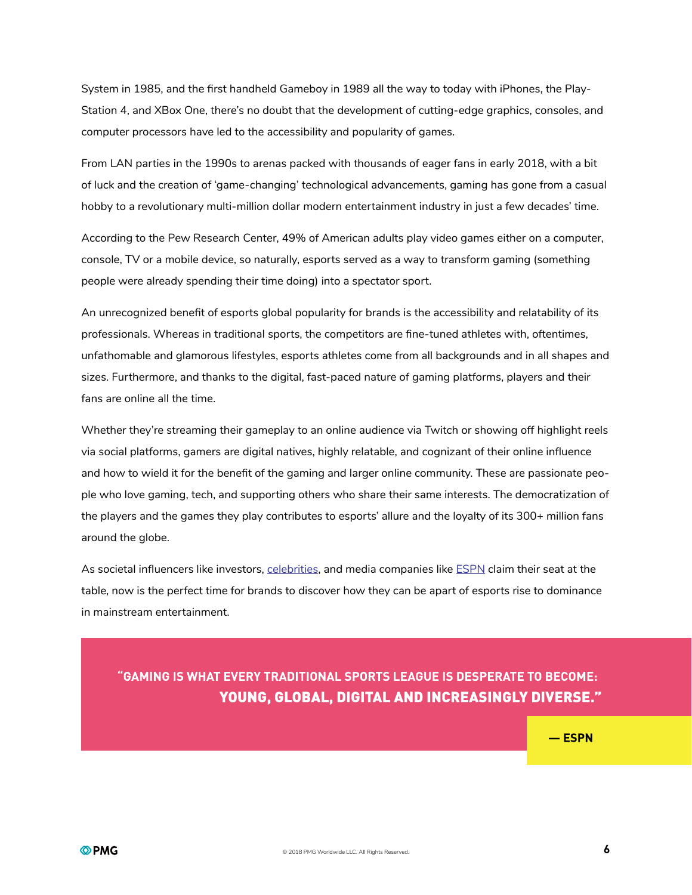System in 1985, and the first handheld Gameboy in 1989 all the way to today with iPhones, the PlayStation 4, and XBox One, there's no doubt that the development of cutting-edge graphics, consoles, and computer processors have led to the accessibility and popularity of games.

From LAN parties in the 1990s to arenas packed with thousands of eager fans in early 2018, with a bit of luck and the creation of 'game-changing' technological advancements, gaming has gone from a casual hobby to a revolutionary multi-million dollar modern entertainment industry in just a few decades' time.

According to the Pew Research Center, 49% of American adults play video games either on a computer, console, TV or a mobile device, so naturally, esports served as a way to transform gaming (something people were already spending their time doing) into a spectator sport.

An unrecognized benefit of esports global popularity for brands is the accessibility and relatability of its professionals. Whereas in traditional sports, the competitors are fine-tuned athletes with, oftentimes, unfathomable and glamorous lifestyles, esports athletes come from all backgrounds and in all shapes and sizes. Furthermore, and thanks to the digital, fast-paced nature of gaming platforms, players and their fans are online all the time.

Whether they're streaming their gameplay to an online audience via Twitch or showing off highlight reels via social platforms, gamers are digital natives, highly relatable, and cognizant of their online influence and how to wield it for the benefit of the gaming and larger online community. These are passionate people who love gaming, tech, and supporting others who share their same interests. The democratization of the players and the games they play contributes to esports' allure and the loyalty of its 300+ million fans around the globe.

As societal influencers like investors, celebrities, and media companies like ESPN claim their seat at the table, now is the perfect time for brands to discover how they can be apart of esports rise to dominance in mainstream entertainment.

> **"GAMING IS WHAT EVERY TRADITIONAL SPORTS LEAGUE IS DESPERATE TO BECOME: YOUNG, GLOBAL, DIGITAL AND INCREASINGLY DIVERSE."**
>
> **— ESPN**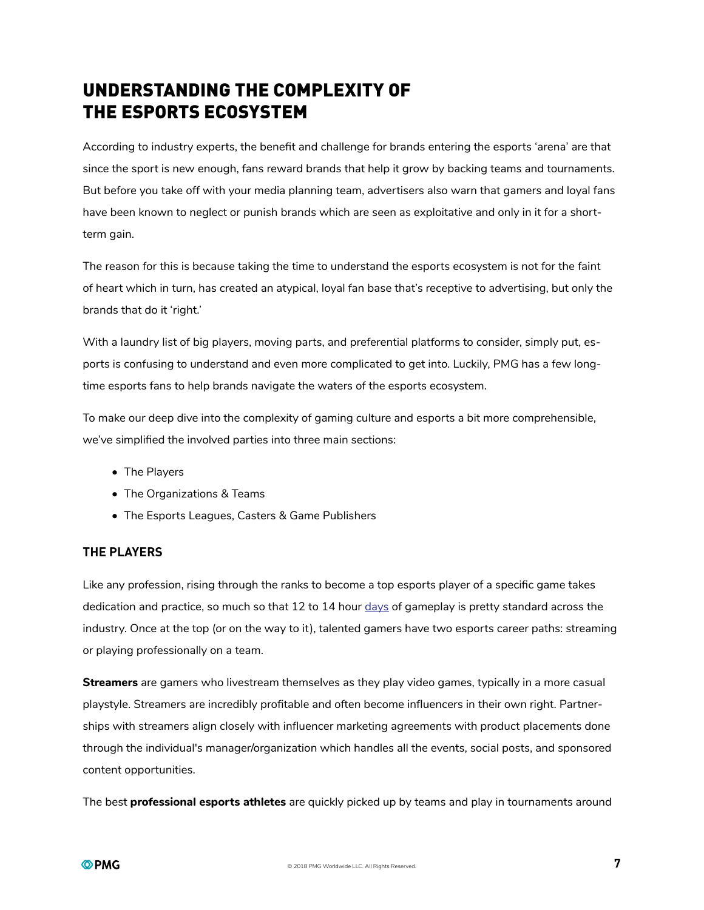# UNDERSTANDING THE COMPLEXITY OF THE ESPORTS ECOSYSTEM

According to industry experts, the benefit and challenge for brands entering the esports 'arena' are that since the sport is new enough, fans reward brands that help it grow by backing teams and tournaments. But before you take off with your media planning team, advertisers also warn that gamers and loyal fans have been known to neglect or punish brands which are seen as exploitative and only in it for a short-term gain.

The reason for this is because taking the time to understand the esports ecosystem is not for the faint of heart which in turn, has created an atypical, loyal fan base that's receptive to advertising, but only the brands that do it 'right.'

With a laundry list of big players, moving parts, and preferential platforms to consider, simply put, esports is confusing to understand and even more complicated to get into. Luckily, PMG has a few long-time esports fans to help brands navigate the waters of the esports ecosystem.

To make our deep dive into the complexity of gaming culture and esports a bit more comprehensible, we've simplified the involved parties into three main sections:

- The Players
- The Organizations & Teams
- The Esports Leagues, Casters & Game Publishers

### THE PLAYERS

Like any profession, rising through the ranks to become a top esports player of a specific game takes dedication and practice, so much so that 12 to 14 hour days of gameplay is pretty standard across the industry. Once at the top (or on the way to it), talented gamers have two esports career paths: streaming or playing professionally on a team.

**Streamers** are gamers who livestream themselves as they play video games, typically in a more casual playstyle. Streamers are incredibly profitable and often become influencers in their own right. Partnerships with streamers align closely with influencer marketing agreements with product placements done through the individual's manager/organization which handles all the events, social posts, and sponsored content opportunities.

The best **professional esports athletes** are quickly picked up by teams and play in tournaments around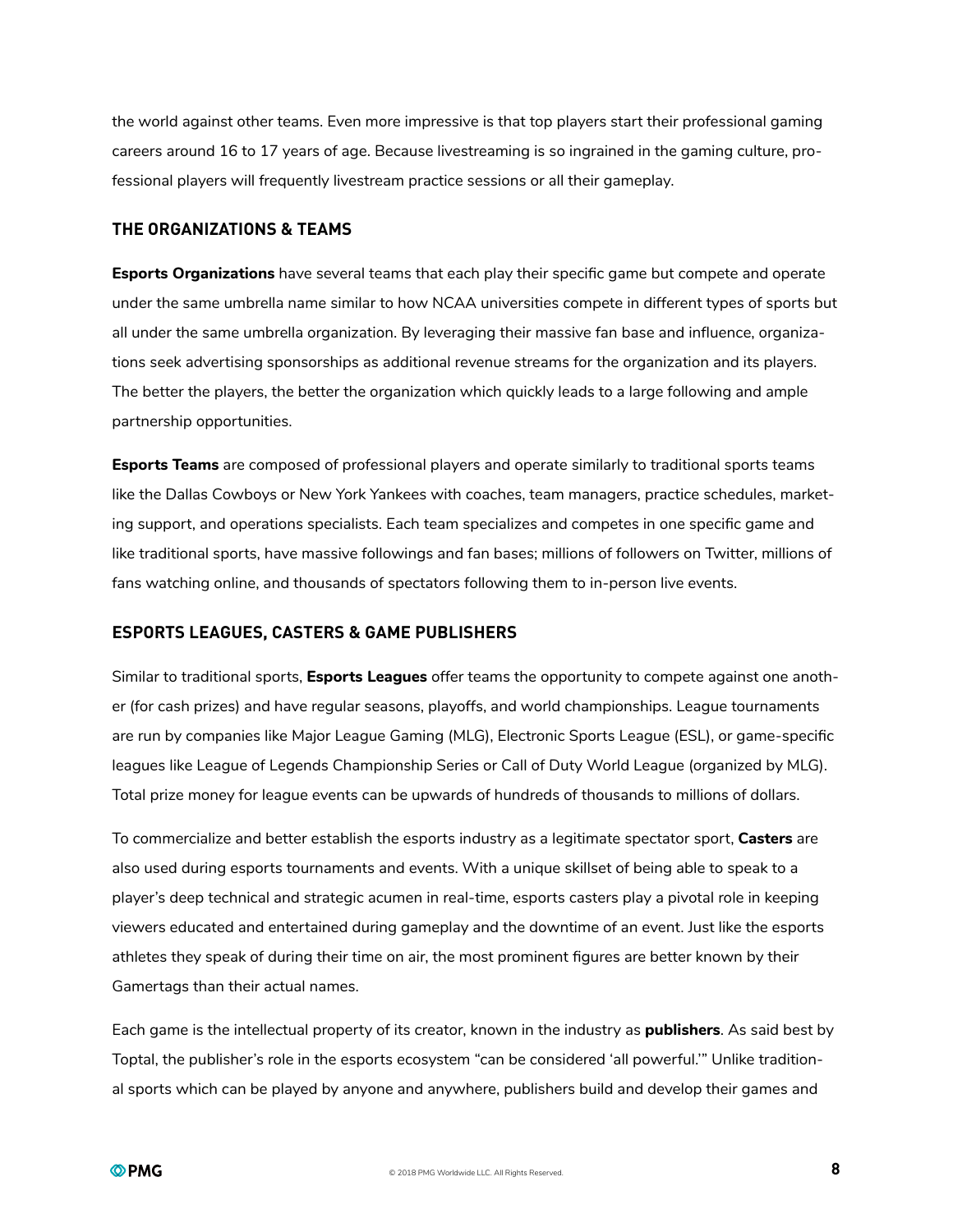the world against other teams. Even more impressive is that top players start their professional gaming careers around 16 to 17 years of age. Because livestreaming is so ingrained in the gaming culture, professional players will frequently livestream practice sessions or all their gameplay.

### THE ORGANIZATIONS & TEAMS

**Esports Organizations** have several teams that each play their specific game but compete and operate under the same umbrella name similar to how NCAA universities compete in different types of sports but all under the same umbrella organization. By leveraging their massive fan base and influence, organizations seek advertising sponsorships as additional revenue streams for the organization and its players. The better the players, the better the organization which quickly leads to a large following and ample partnership opportunities.

**Esports Teams** are composed of professional players and operate similarly to traditional sports teams like the Dallas Cowboys or New York Yankees with coaches, team managers, practice schedules, marketing support, and operations specialists. Each team specializes and competes in one specific game and like traditional sports, have massive followings and fan bases; millions of followers on Twitter, millions of fans watching online, and thousands of spectators following them to in-person live events.

### ESPORTS LEAGUES, CASTERS & GAME PUBLISHERS

Similar to traditional sports, **Esports Leagues** offer teams the opportunity to compete against one another (for cash prizes) and have regular seasons, playoffs, and world championships. League tournaments are run by companies like Major League Gaming (MLG), Electronic Sports League (ESL), or game-specific leagues like League of Legends Championship Series or Call of Duty World League (organized by MLG). Total prize money for league events can be upwards of hundreds of thousands to millions of dollars.

To commercialize and better establish the esports industry as a legitimate spectator sport, **Casters** are also used during esports tournaments and events. With a unique skillset of being able to speak to a player's deep technical and strategic acumen in real-time, esports casters play a pivotal role in keeping viewers educated and entertained during gameplay and the downtime of an event. Just like the esports athletes they speak of during their time on air, the most prominent figures are better known by their Gamertags than their actual names.

Each game is the intellectual property of its creator, known in the industry as **publishers**. As said best by Toptal, the publisher's role in the esports ecosystem "can be considered 'all powerful.'" Unlike traditional sports which can be played by anyone and anywhere, publishers build and develop their games and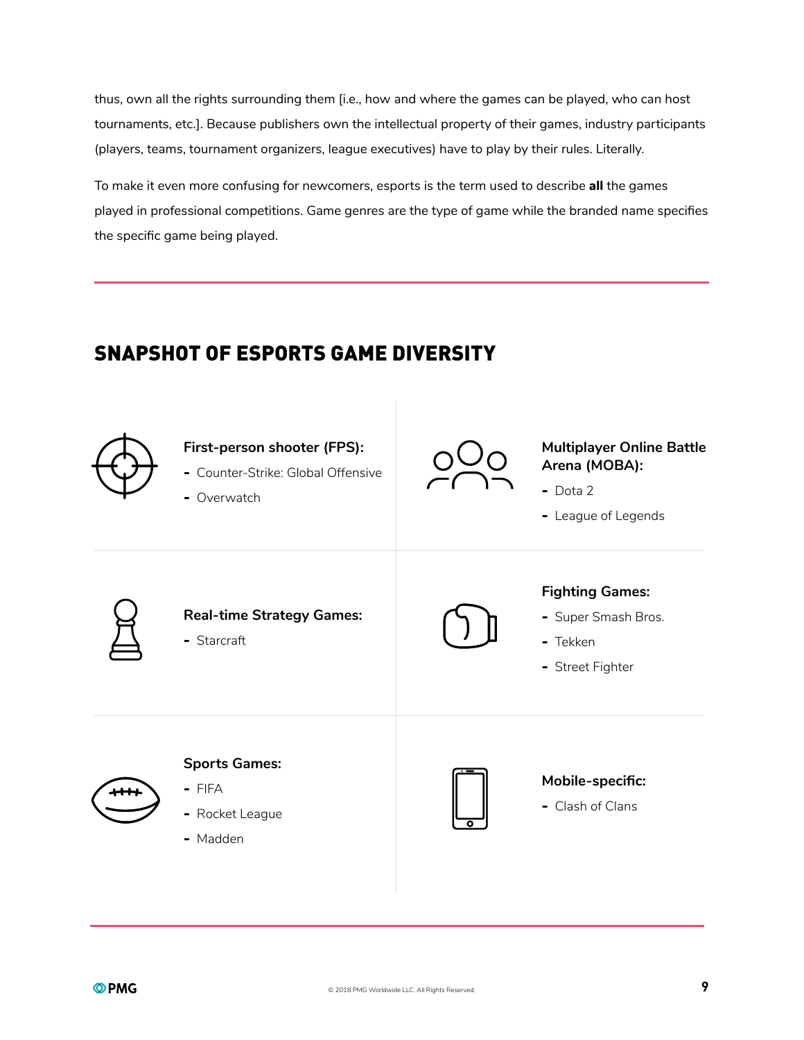thus, own all the rights surrounding them [i.e., how and where the games can be played, who can host tournaments, etc.]. Because publishers own the intellectual property of their games, industry participants (players, teams, tournament organizers, league executives) have to play by their rules. Literally.

To make it even more confusing for newcomers, esports is the term used to describe **all** the games played in professional competitions. Game genres are the type of game while the branded name specifies the specific game being played.

## SNAPSHOT OF ESPORTS GAME DIVERSITY

**First-person shooter (FPS):**

- Counter-Strike: Global Offensive
- Overwatch

**Multiplayer Online Battle Arena (MOBA):**

- Dota 2
- League of Legends

**Real-time Strategy Games:**

- Starcraft

**Fighting Games:**

- Super Smash Bros.
- Tekken
- Street Fighter

**Sports Games:**

- FIFA
- Rocket League
- Madden

**Mobile-specific:**

- Clash of Clans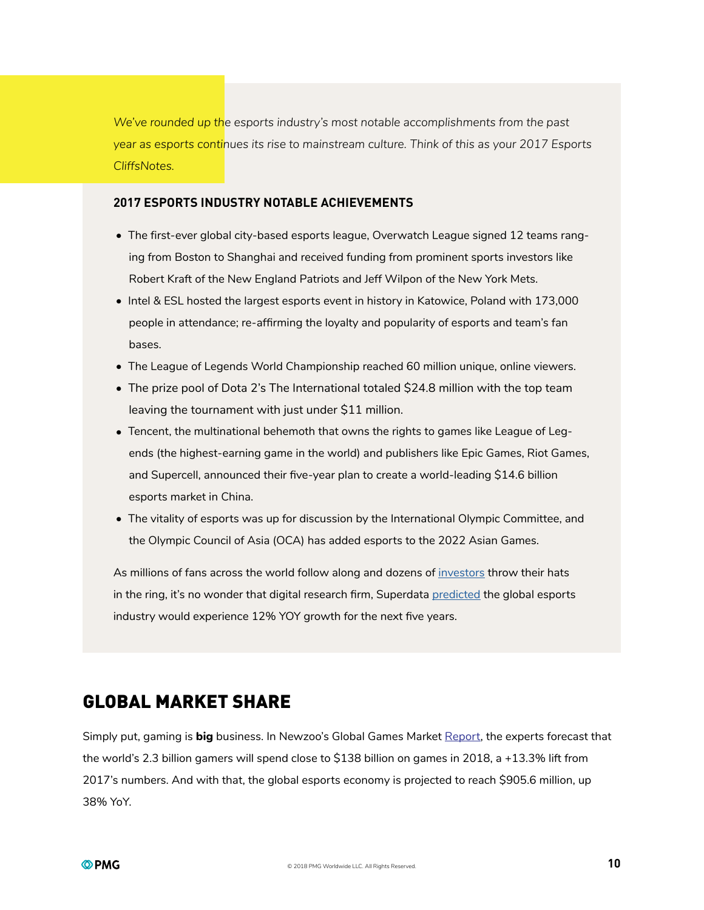*We've rounded up the esports industry's most notable accomplishments from the past year as esports continues its rise to mainstream culture. Think of this as your 2017 Esports CliffsNotes.*

### 2017 ESPORTS INDUSTRY NOTABLE ACHIEVEMENTS

- The first-ever global city-based esports league, Overwatch League signed 12 teams ranging from Boston to Shanghai and received funding from prominent sports investors like Robert Kraft of the New England Patriots and Jeff Wilpon of the New York Mets.
- Intel & ESL hosted the largest esports event in history in Katowice, Poland with 173,000 people in attendance; re-affirming the loyalty and popularity of esports and team's fan bases.
- The League of Legends World Championship reached 60 million unique, online viewers.
- The prize pool of Dota 2's The International totaled $24.8 million with the top team leaving the tournament with just under $11 million.
- Tencent, the multinational behemoth that owns the rights to games like League of Legends (the highest-earning game in the world) and publishers like Epic Games, Riot Games, and Supercell, announced their five-year plan to create a world-leading $14.6 billion esports market in China.
- The vitality of esports was up for discussion by the International Olympic Committee, and the Olympic Council of Asia (OCA) has added esports to the 2022 Asian Games.

As millions of fans across the world follow along and dozens of investors throw their hats in the ring, it's no wonder that digital research firm, Superdata predicted the global esports industry would experience 12% YOY growth for the next five years.

## GLOBAL MARKET SHARE

Simply put, gaming is **big** business. In Newzoo's Global Games Market Report, the experts forecast that the world's 2.3 billion gamers will spend close to $138 billion on games in 2018, a +13.3% lift from 2017's numbers. And with that, the global esports economy is projected to reach $905.6 million, up 38% YoY.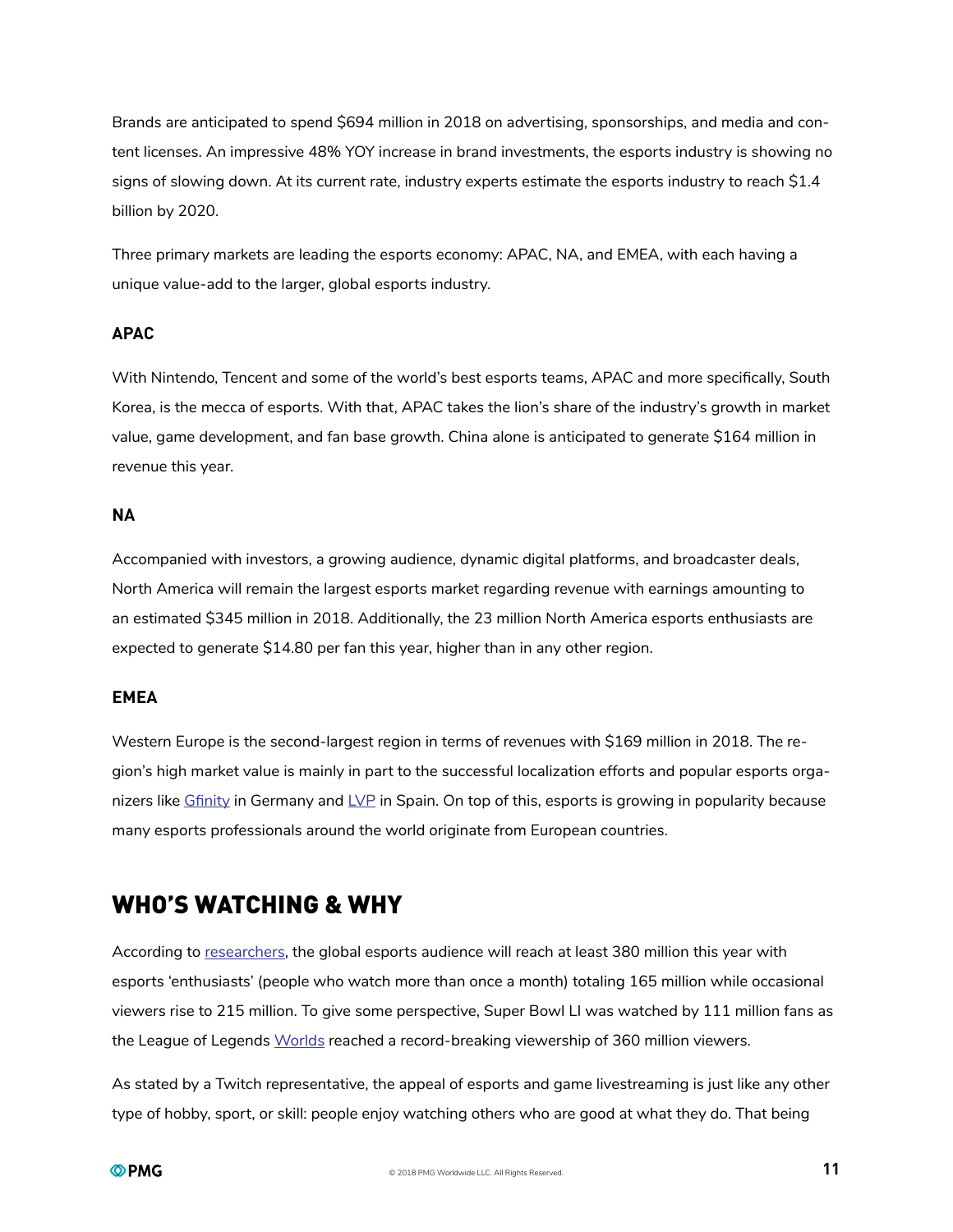Brands are anticipated to spend $694 million in 2018 on advertising, sponsorships, and media and content licenses. An impressive 48% YOY increase in brand investments, the esports industry is showing no signs of slowing down. At its current rate, industry experts estimate the esports industry to reach $1.4 billion by 2020.

Three primary markets are leading the esports economy: APAC, NA, and EMEA, with each having a unique value-add to the larger, global esports industry.

### APAC

With Nintendo, Tencent and some of the world's best esports teams, APAC and more specifically, South Korea, is the mecca of esports. With that, APAC takes the lion's share of the industry's growth in market value, game development, and fan base growth. China alone is anticipated to generate $164 million in revenue this year.

### NA

Accompanied with investors, a growing audience, dynamic digital platforms, and broadcaster deals, North America will remain the largest esports market regarding revenue with earnings amounting to an estimated $345 million in 2018. Additionally, the 23 million North America esports enthusiasts are expected to generate $14.80 per fan this year, higher than in any other region.

### EMEA

Western Europe is the second-largest region in terms of revenues with $169 million in 2018. The region's high market value is mainly in part to the successful localization efforts and popular esports organizers like Gfinity in Germany and LVP in Spain. On top of this, esports is growing in popularity because many esports professionals around the world originate from European countries.

## WHO'S WATCHING & WHY

According to researchers, the global esports audience will reach at least 380 million this year with esports 'enthusiasts' (people who watch more than once a month) totaling 165 million while occasional viewers rise to 215 million. To give some perspective, Super Bowl LI was watched by 111 million fans as the League of Legends Worlds reached a record-breaking viewership of 360 million viewers.

As stated by a Twitch representative, the appeal of esports and game livestreaming is just like any other type of hobby, sport, or skill: people enjoy watching others who are good at what they do. That being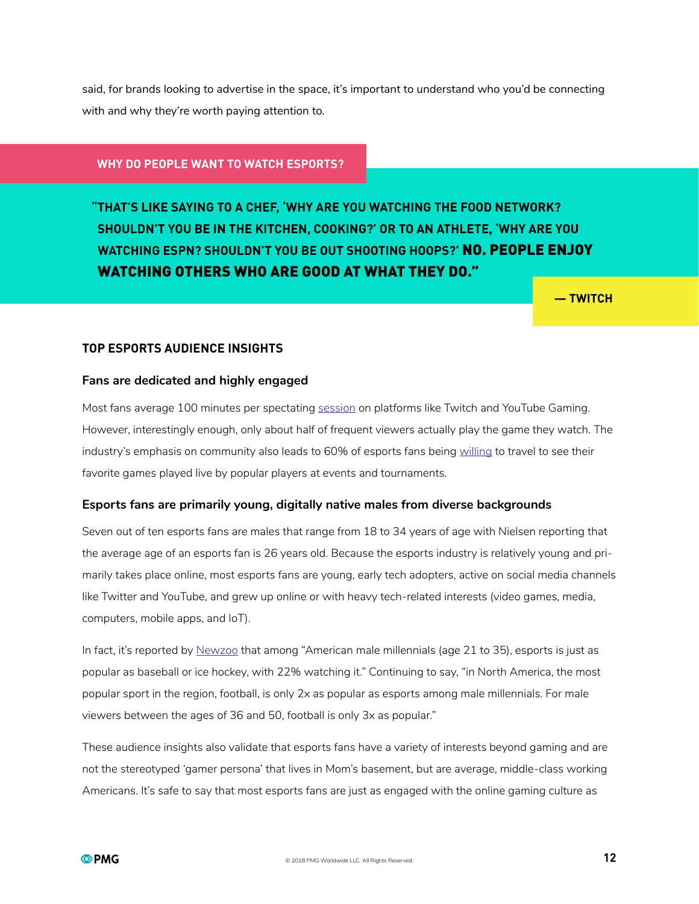said, for brands looking to advertise in the space, it's important to understand who you'd be connecting with and why they're worth paying attention to.

**WHY DO PEOPLE WANT TO WATCH ESPORTS?**

> **"THAT'S LIKE SAYING TO A CHEF, 'WHY ARE YOU WATCHING THE FOOD NETWORK? SHOULDN'T YOU BE IN THE KITCHEN, COOKING?' OR TO AN ATHLETE, 'WHY ARE YOU WATCHING ESPN? SHOULDN'T YOU BE OUT SHOOTING HOOPS?' NO. PEOPLE ENJOY WATCHING OTHERS WHO ARE GOOD AT WHAT THEY DO."**
>
> **— TWITCH**

## TOP ESPORTS AUDIENCE INSIGHTS

### Fans are dedicated and highly engaged

Most fans average 100 minutes per spectating session on platforms like Twitch and YouTube Gaming. However, interestingly enough, only about half of frequent viewers actually play the game they watch. The industry's emphasis on community also leads to 60% of esports fans being willing to travel to see their favorite games played live by popular players at events and tournaments.

### Esports fans are primarily young, digitally native males from diverse backgrounds

Seven out of ten esports fans are males that range from 18 to 34 years of age with Nielsen reporting that the average age of an esports fan is 26 years old. Because the esports industry is relatively young and primarily takes place online, most esports fans are young, early tech adopters, active on social media channels like Twitter and YouTube, and grew up online or with heavy tech-related interests (video games, media, computers, mobile apps, and IoT).

In fact, it's reported by Newzoo that among "American male millennials (age 21 to 35), esports is just as popular as baseball or ice hockey, with 22% watching it." Continuing to say, "in North America, the most popular sport in the region, football, is only 2x as popular as esports among male millennials. For male viewers between the ages of 36 and 50, football is only 3x as popular."

These audience insights also validate that esports fans have a variety of interests beyond gaming and are not the stereotyped 'gamer persona' that lives in Mom's basement, but are average, middle-class working Americans. It's safe to say that most esports fans are just as engaged with the online gaming culture as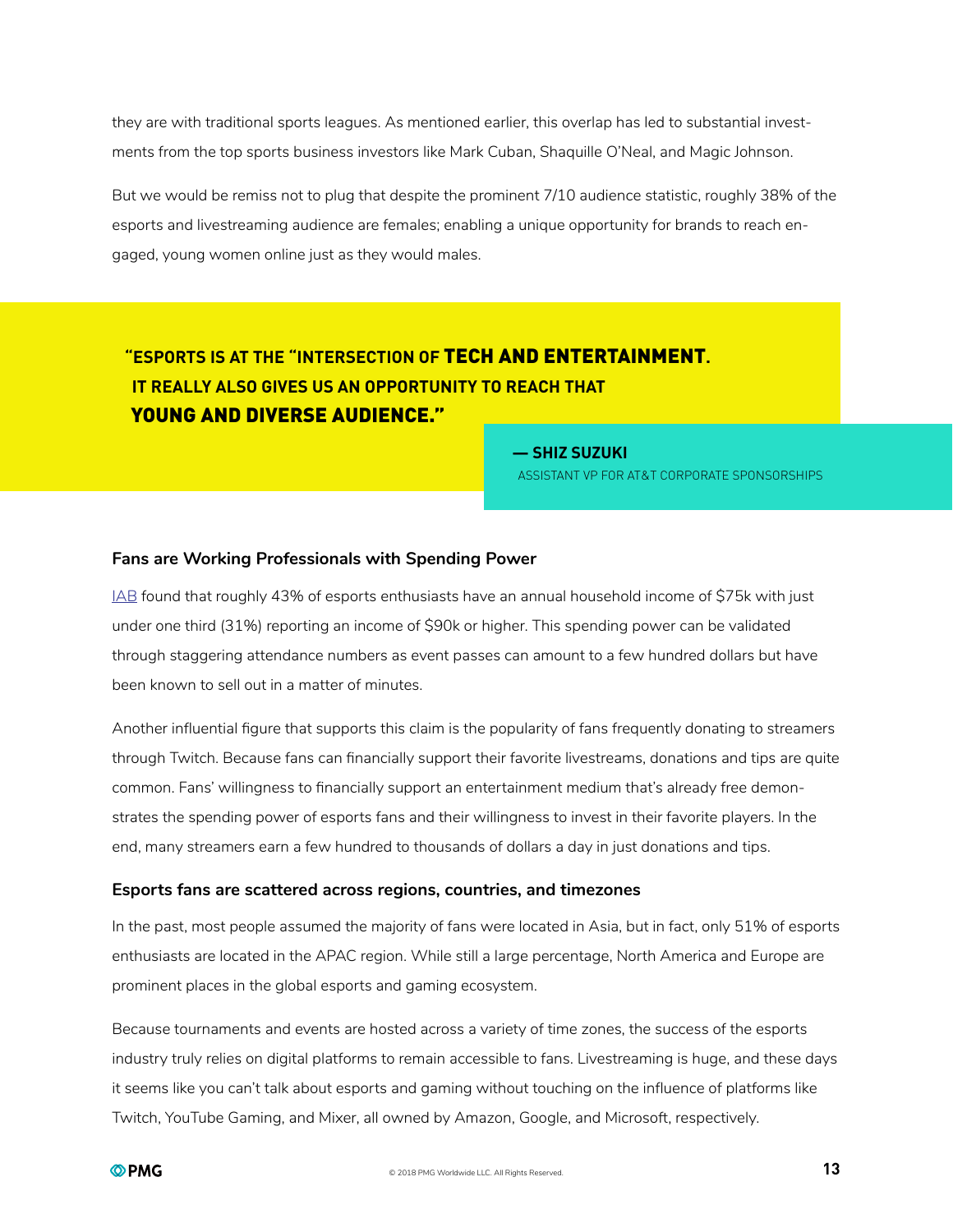they are with traditional sports leagues. As mentioned earlier, this overlap has led to substantial investments from the top sports business investors like Mark Cuban, Shaquille O'Neal, and Magic Johnson.

But we would be remiss not to plug that despite the prominent 7/10 audience statistic, roughly 38% of the esports and livestreaming audience are females; enabling a unique opportunity for brands to reach engaged, young women online just as they would males.

> **"ESPORTS IS AT THE "INTERSECTION OF TECH AND ENTERTAINMENT. IT REALLY ALSO GIVES US AN OPPORTUNITY TO REACH THAT YOUNG AND DIVERSE AUDIENCE."**
>
> **— SHIZ SUZUKI**
> ASSISTANT VP FOR AT&T CORPORATE SPONSORSHIPS

### Fans are Working Professionals with Spending Power

IAB found that roughly 43% of esports enthusiasts have an annual household income of $75k with just under one third (31%) reporting an income of $90k or higher. This spending power can be validated through staggering attendance numbers as event passes can amount to a few hundred dollars but have been known to sell out in a matter of minutes.

Another influential figure that supports this claim is the popularity of fans frequently donating to streamers through Twitch. Because fans can financially support their favorite livestreams, donations and tips are quite common. Fans' willingness to financially support an entertainment medium that's already free demonstrates the spending power of esports fans and their willingness to invest in their favorite players. In the end, many streamers earn a few hundred to thousands of dollars a day in just donations and tips.

### Esports fans are scattered across regions, countries, and timezones

In the past, most people assumed the majority of fans were located in Asia, but in fact, only 51% of esports enthusiasts are located in the APAC region. While still a large percentage, North America and Europe are prominent places in the global esports and gaming ecosystem.

Because tournaments and events are hosted across a variety of time zones, the success of the esports industry truly relies on digital platforms to remain accessible to fans. Livestreaming is huge, and these days it seems like you can't talk about esports and gaming without touching on the influence of platforms like Twitch, YouTube Gaming, and Mixer, all owned by Amazon, Google, and Microsoft, respectively.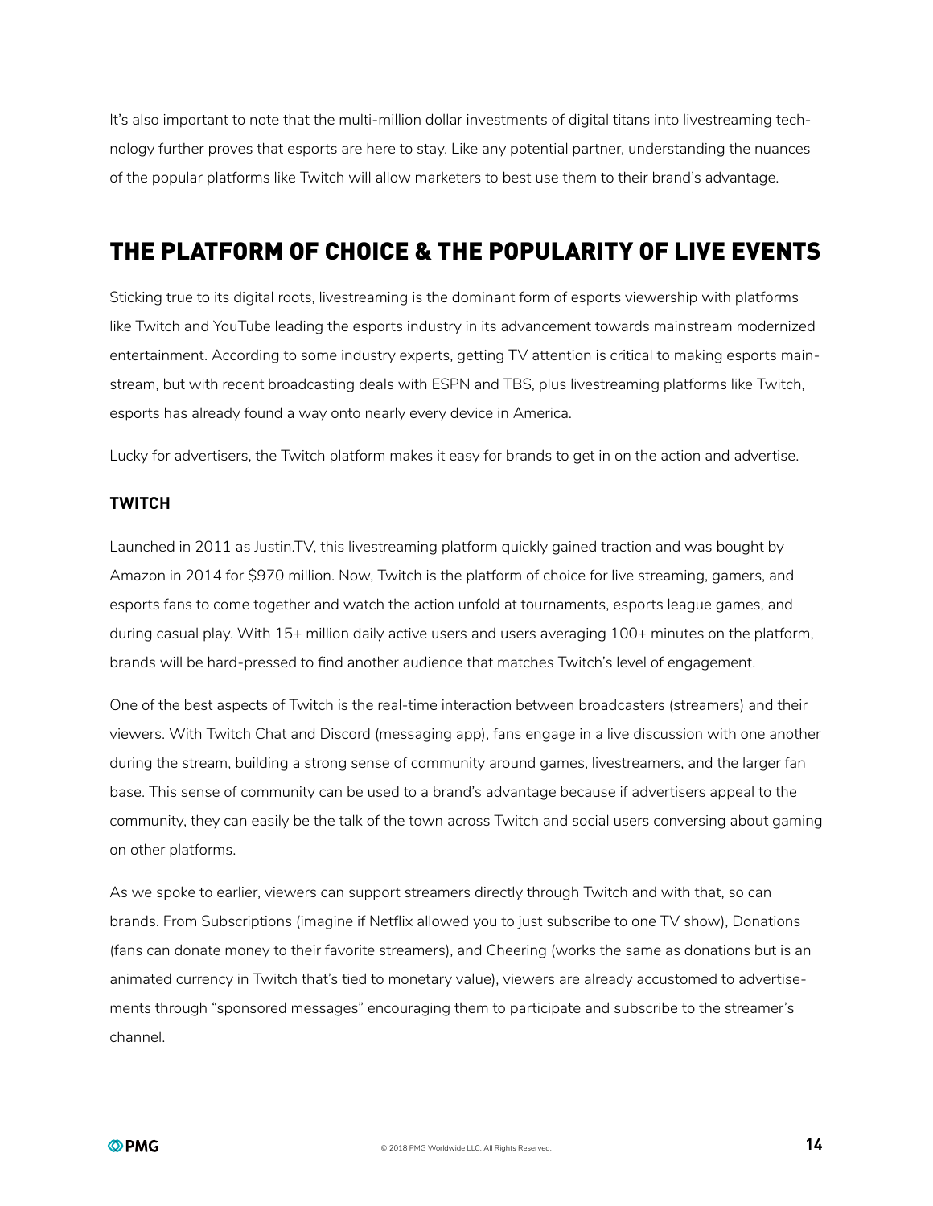It's also important to note that the multi-million dollar investments of digital titans into livestreaming technology further proves that esports are here to stay. Like any potential partner, understanding the nuances of the popular platforms like Twitch will allow marketers to best use them to their brand's advantage.

## THE PLATFORM OF CHOICE & THE POPULARITY OF LIVE EVENTS

Sticking true to its digital roots, livestreaming is the dominant form of esports viewership with platforms like Twitch and YouTube leading the esports industry in its advancement towards mainstream modernized entertainment. According to some industry experts, getting TV attention is critical to making esports mainstream, but with recent broadcasting deals with ESPN and TBS, plus livestreaming platforms like Twitch, esports has already found a way onto nearly every device in America.

Lucky for advertisers, the Twitch platform makes it easy for brands to get in on the action and advertise.

### TWITCH

Launched in 2011 as Justin.TV, this livestreaming platform quickly gained traction and was bought by Amazon in 2014 for $970 million. Now, Twitch is the platform of choice for live streaming, gamers, and esports fans to come together and watch the action unfold at tournaments, esports league games, and during casual play. With 15+ million daily active users and users averaging 100+ minutes on the platform, brands will be hard-pressed to find another audience that matches Twitch's level of engagement.

One of the best aspects of Twitch is the real-time interaction between broadcasters (streamers) and their viewers. With Twitch Chat and Discord (messaging app), fans engage in a live discussion with one another during the stream, building a strong sense of community around games, livestreamers, and the larger fan base. This sense of community can be used to a brand's advantage because if advertisers appeal to the community, they can easily be the talk of the town across Twitch and social users conversing about gaming on other platforms.

As we spoke to earlier, viewers can support streamers directly through Twitch and with that, so can brands. From Subscriptions (imagine if Netflix allowed you to just subscribe to one TV show), Donations (fans can donate money to their favorite streamers), and Cheering (works the same as donations but is an animated currency in Twitch that's tied to monetary value), viewers are already accustomed to advertisements through "sponsored messages" encouraging them to participate and subscribe to the streamer's channel.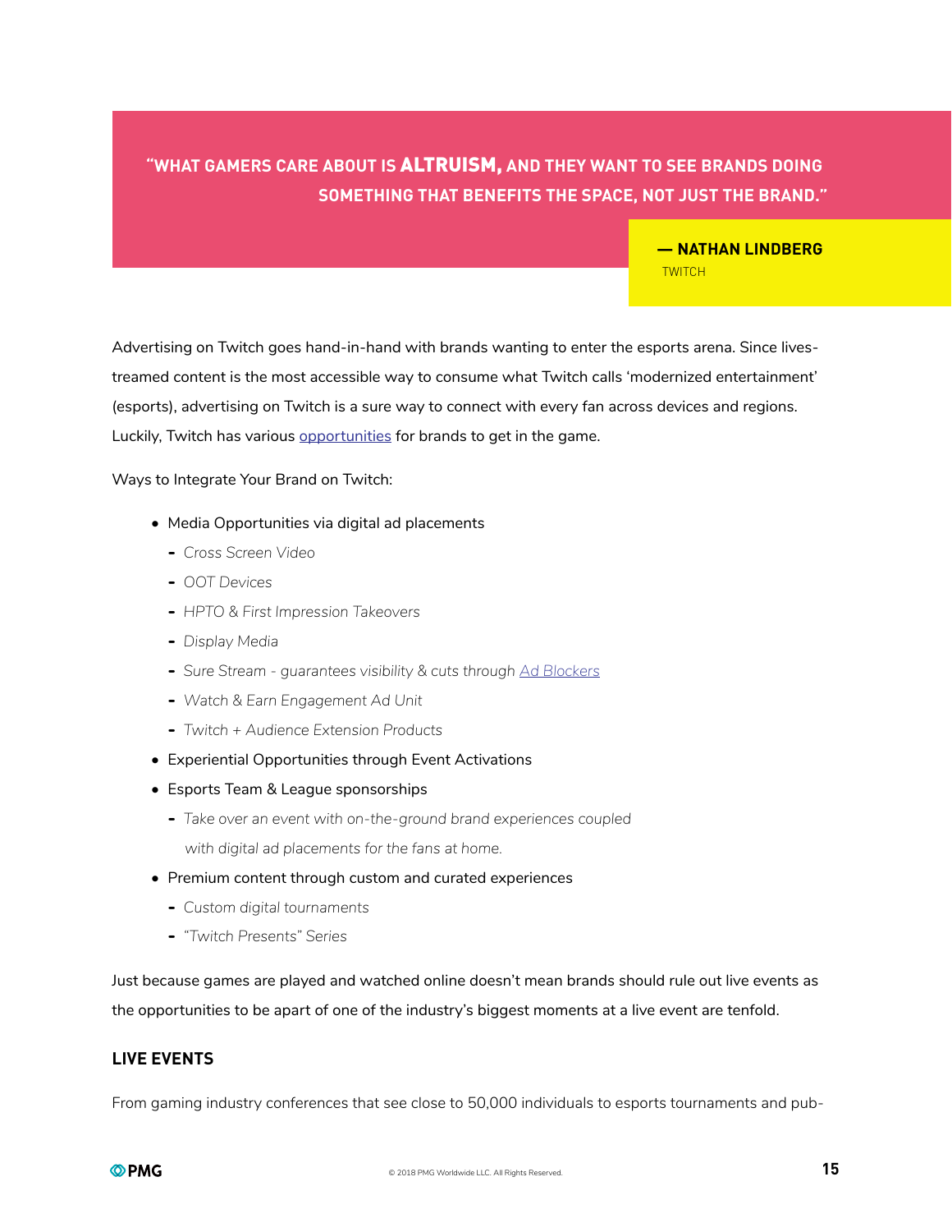> **"WHAT GAMERS CARE ABOUT IS ALTRUISM, AND THEY WANT TO SEE BRANDS DOING SOMETHING THAT BENEFITS THE SPACE, NOT JUST THE BRAND."**
>
> **— NATHAN LINDBERG**
> TWITCH

Advertising on Twitch goes hand-in-hand with brands wanting to enter the esports arena. Since livestreamed content is the most accessible way to consume what Twitch calls 'modernized entertainment' (esports), advertising on Twitch is a sure way to connect with every fan across devices and regions. Luckily, Twitch has various opportunities for brands to get in the game.

Ways to Integrate Your Brand on Twitch:

- Media Opportunities via digital ad placements
  - *Cross Screen Video*
  - *OOT Devices*
  - *HPTO & First Impression Takeovers*
  - *Display Media*
  - *Sure Stream - guarantees visibility & cuts through Ad Blockers*
  - *Watch & Earn Engagement Ad Unit*
  - *Twitch + Audience Extension Products*
- Experiential Opportunities through Event Activations
- Esports Team & League sponsorships
  - *Take over an event with on-the-ground brand experiences coupled with digital ad placements for the fans at home.*
- Premium content through custom and curated experiences
  - *Custom digital tournaments*
  - *"Twitch Presents" Series*

Just because games are played and watched online doesn't mean brands should rule out live events as the opportunities to be apart of one of the industry's biggest moments at a live event are tenfold.

### LIVE EVENTS

From gaming industry conferences that see close to 50,000 individuals to esports tournaments and pub-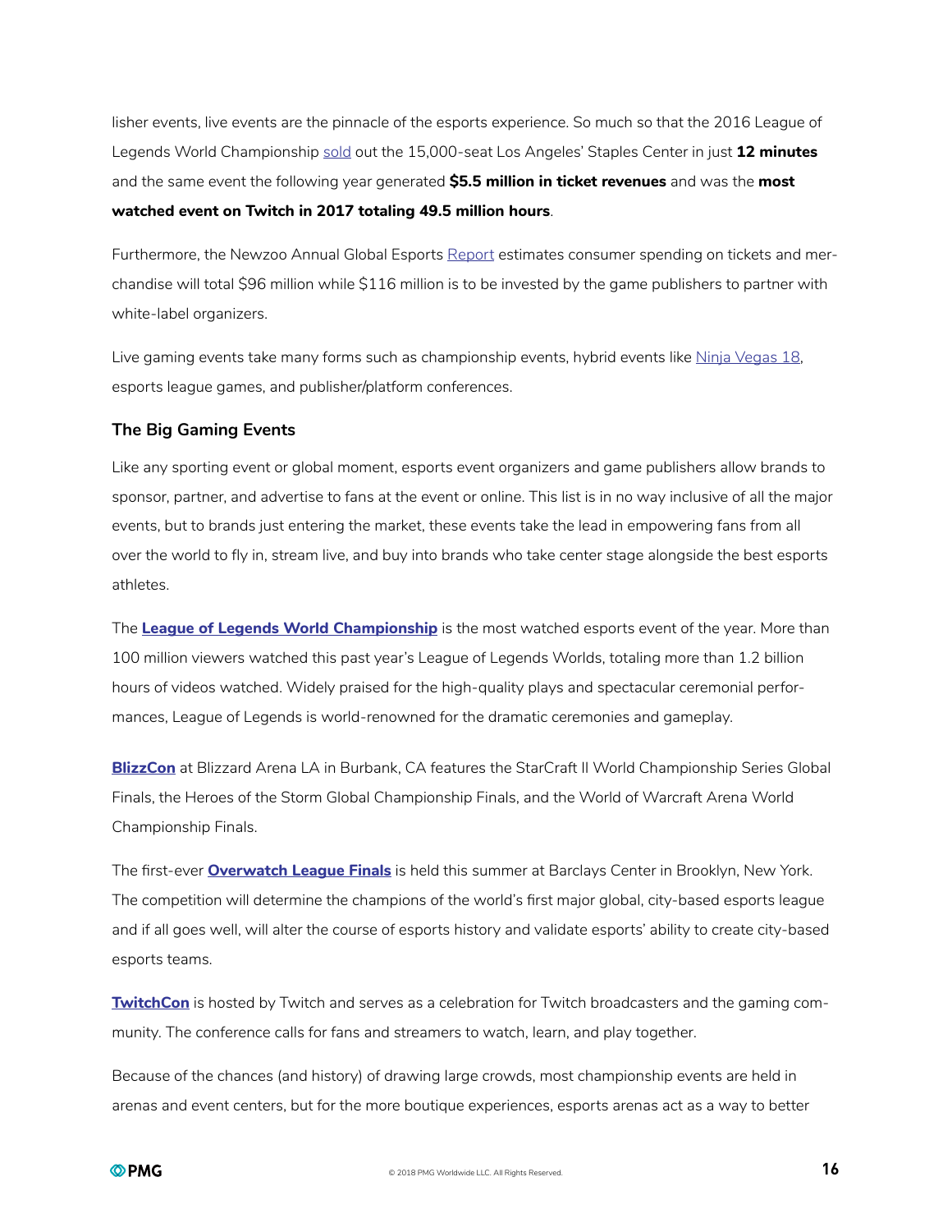lisher events, live events are the pinnacle of the esports experience. So much so that the 2016 League of Legends World Championship sold out the 15,000-seat Los Angeles' Staples Center in just **12 minutes** and the same event the following year generated **$5.5 million in ticket revenues** and was the **most watched event on Twitch in 2017 totaling 49.5 million hours**.

Furthermore, the Newzoo Annual Global Esports Report estimates consumer spending on tickets and merchandise will total $96 million while $116 million is to be invested by the game publishers to partner with white-label organizers.

Live gaming events take many forms such as championship events, hybrid events like Ninja Vegas 18, esports league games, and publisher/platform conferences.

### The Big Gaming Events

Like any sporting event or global moment, esports event organizers and game publishers allow brands to sponsor, partner, and advertise to fans at the event or online. This list is in no way inclusive of all the major events, but to brands just entering the market, these events take the lead in empowering fans from all over the world to fly in, stream live, and buy into brands who take center stage alongside the best esports athletes.

The **League of Legends World Championship** is the most watched esports event of the year. More than 100 million viewers watched this past year's League of Legends Worlds, totaling more than 1.2 billion hours of videos watched. Widely praised for the high-quality plays and spectacular ceremonial performances, League of Legends is world-renowned for the dramatic ceremonies and gameplay.

**BlizzCon** at Blizzard Arena LA in Burbank, CA features the StarCraft II World Championship Series Global Finals, the Heroes of the Storm Global Championship Finals, and the World of Warcraft Arena World Championship Finals.

The first-ever **Overwatch League Finals** is held this summer at Barclays Center in Brooklyn, New York. The competition will determine the champions of the world's first major global, city-based esports league and if all goes well, will alter the course of esports history and validate esports' ability to create city-based esports teams.

**TwitchCon** is hosted by Twitch and serves as a celebration for Twitch broadcasters and the gaming community. The conference calls for fans and streamers to watch, learn, and play together.

Because of the chances (and history) of drawing large crowds, most championship events are held in arenas and event centers, but for the more boutique experiences, esports arenas act as a way to better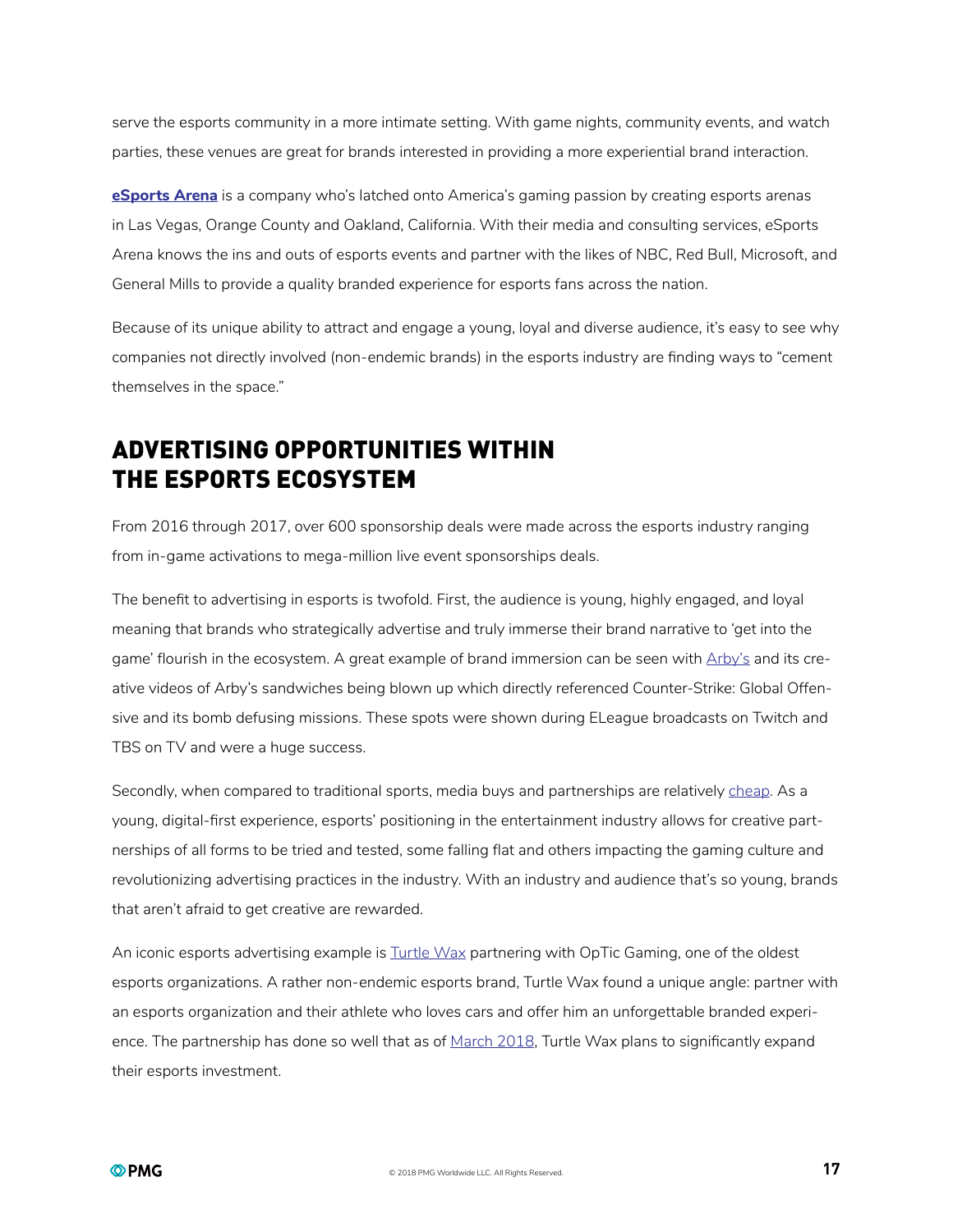serve the esports community in a more intimate setting. With game nights, community events, and watch parties, these venues are great for brands interested in providing a more experiential brand interaction.

**eSports Arena** is a company who's latched onto America's gaming passion by creating esports arenas in Las Vegas, Orange County and Oakland, California. With their media and consulting services, eSports Arena knows the ins and outs of esports events and partner with the likes of NBC, Red Bull, Microsoft, and General Mills to provide a quality branded experience for esports fans across the nation.

Because of its unique ability to attract and engage a young, loyal and diverse audience, it's easy to see why companies not directly involved (non-endemic brands) in the esports industry are finding ways to "cement themselves in the space."

## ADVERTISING OPPORTUNITIES WITHIN THE ESPORTS ECOSYSTEM

From 2016 through 2017, over 600 sponsorship deals were made across the esports industry ranging from in-game activations to mega-million live event sponsorships deals.

The benefit to advertising in esports is twofold. First, the audience is young, highly engaged, and loyal meaning that brands who strategically advertise and truly immerse their brand narrative to 'get into the game' flourish in the ecosystem. A great example of brand immersion can be seen with Arby's and its creative videos of Arby's sandwiches being blown up which directly referenced Counter-Strike: Global Offensive and its bomb defusing missions. These spots were shown during ELeague broadcasts on Twitch and TBS on TV and were a huge success.

Secondly, when compared to traditional sports, media buys and partnerships are relatively cheap. As a young, digital-first experience, esports' positioning in the entertainment industry allows for creative partnerships of all forms to be tried and tested, some falling flat and others impacting the gaming culture and revolutionizing advertising practices in the industry. With an industry and audience that's so young, brands that aren't afraid to get creative are rewarded.

An iconic esports advertising example is Turtle Wax partnering with OpTic Gaming, one of the oldest esports organizations. A rather non-endemic esports brand, Turtle Wax found a unique angle: partner with an esports organization and their athlete who loves cars and offer him an unforgettable branded experience. The partnership has done so well that as of March 2018, Turtle Wax plans to significantly expand their esports investment.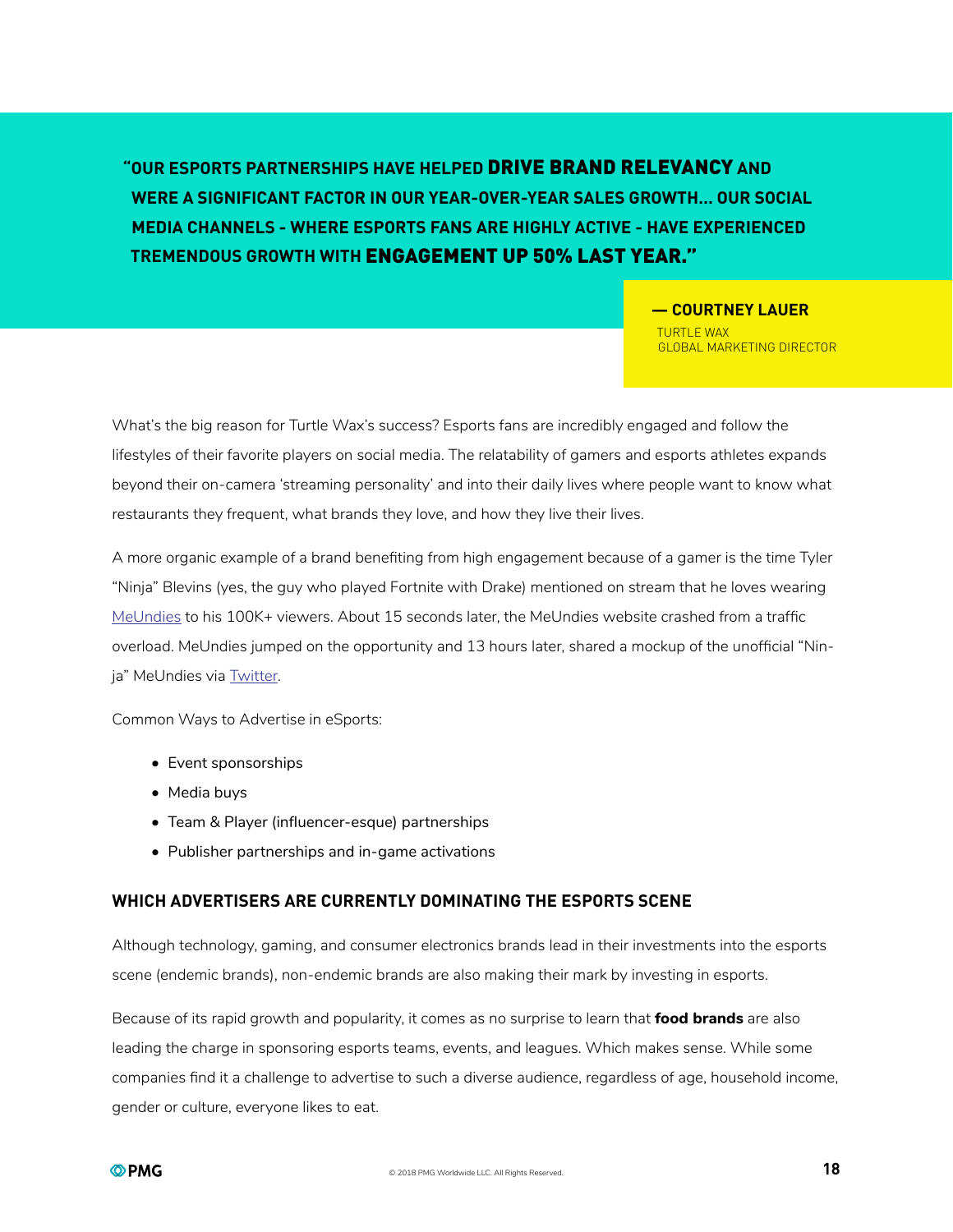> "**OUR ESPORTS PARTNERSHIPS HAVE HELPED DRIVE BRAND RELEVANCY AND WERE A SIGNIFICANT FACTOR IN OUR YEAR-OVER-YEAR SALES GROWTH... OUR SOCIAL MEDIA CHANNELS - WHERE ESPORTS FANS ARE HIGHLY ACTIVE - HAVE EXPERIENCED TREMENDOUS GROWTH WITH ENGAGEMENT UP 50% LAST YEAR.**"
>
> **— COURTNEY LAUER**
> TURTLE WAX
> GLOBAL MARKETING DIRECTOR

What's the big reason for Turtle Wax's success? Esports fans are incredibly engaged and follow the lifestyles of their favorite players on social media. The relatability of gamers and esports athletes expands beyond their on-camera 'streaming personality' and into their daily lives where people want to know what restaurants they frequent, what brands they love, and how they live their lives.

A more organic example of a brand benefiting from high engagement because of a gamer is the time Tyler "Ninja" Blevins (yes, the guy who played Fortnite with Drake) mentioned on stream that he loves wearing MeUndies to his 100K+ viewers. About 15 seconds later, the MeUndies website crashed from a traffic overload. MeUndies jumped on the opportunity and 13 hours later, shared a mockup of the unofficial "Ninja" MeUndies via Twitter.

Common Ways to Advertise in eSports:

- Event sponsorships
- Media buys
- Team & Player (influencer-esque) partnerships
- Publisher partnerships and in-game activations

### WHICH ADVERTISERS ARE CURRENTLY DOMINATING THE ESPORTS SCENE

Although technology, gaming, and consumer electronics brands lead in their investments into the esports scene (endemic brands), non-endemic brands are also making their mark by investing in esports.

Because of its rapid growth and popularity, it comes as no surprise to learn that **food brands** are also leading the charge in sponsoring esports teams, events, and leagues. Which makes sense. While some companies find it a challenge to advertise to such a diverse audience, regardless of age, household income, gender or culture, everyone likes to eat.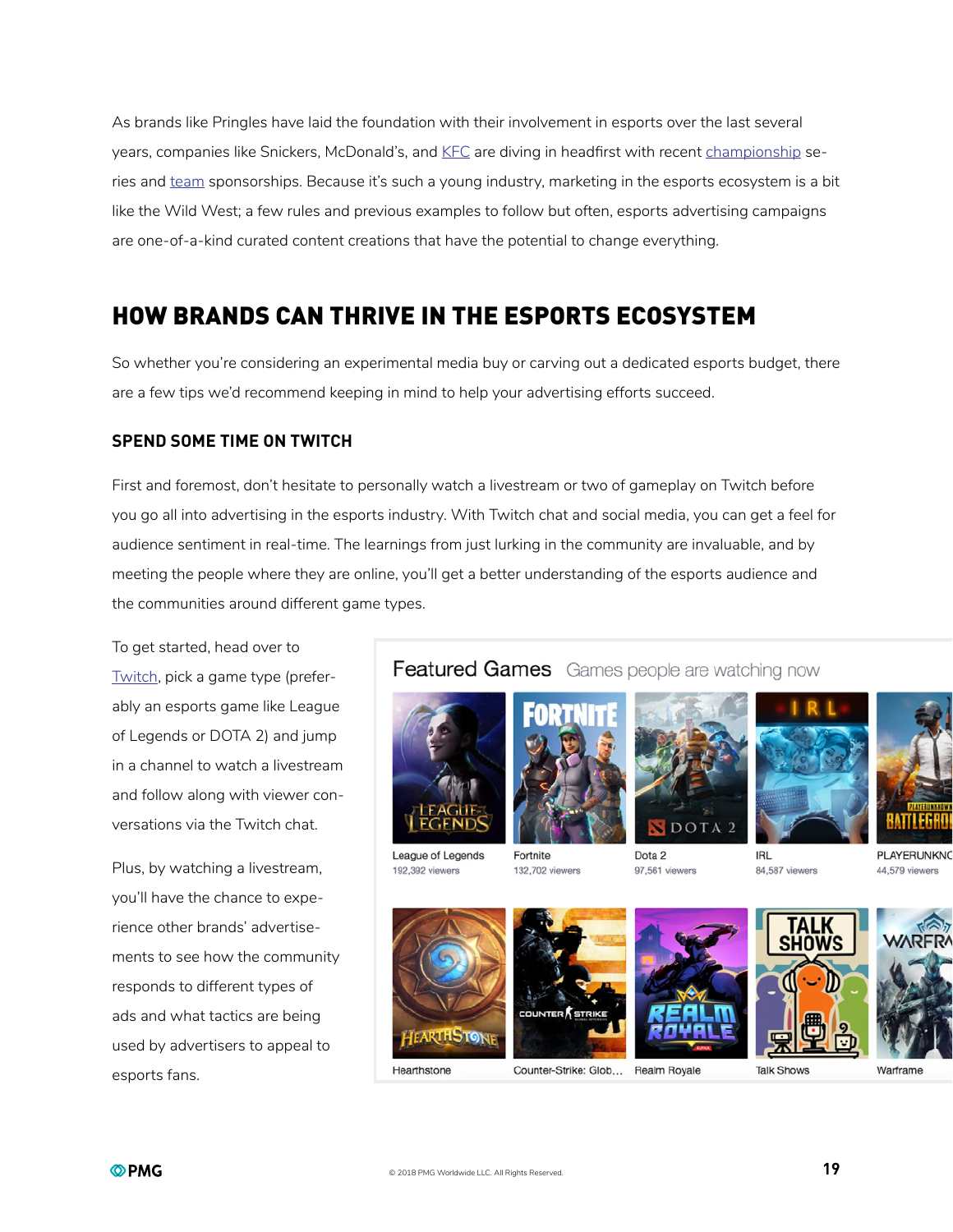As brands like Pringles have laid the foundation with their involvement in esports over the last several years, companies like Snickers, McDonald's, and KFC are diving in headfirst with recent championship series and team sponsorships. Because it's such a young industry, marketing in the esports ecosystem is a bit like the Wild West; a few rules and previous examples to follow but often, esports advertising campaigns are one-of-a-kind curated content creations that have the potential to change everything.

## HOW BRANDS CAN THRIVE IN THE ESPORTS ECOSYSTEM

So whether you're considering an experimental media buy or carving out a dedicated esports budget, there are a few tips we'd recommend keeping in mind to help your advertising efforts succeed.

### SPEND SOME TIME ON TWITCH

First and foremost, don't hesitate to personally watch a livestream or two of gameplay on Twitch before you go all into advertising in the esports industry. With Twitch chat and social media, you can get a feel for audience sentiment in real-time. The learnings from just lurking in the community are invaluable, and by meeting the people where they are online, you'll get a better understanding of the esports audience and the communities around different game types.

To get started, head over to Twitch, pick a game type (preferably an esports game like League of Legends or DOTA 2) and jump in a channel to watch a livestream and follow along with viewer conversations via the Twitch chat.

Plus, by watching a livestream, you'll have the chance to experience other brands' advertisements to see how the community responds to different types of ads and what tactics are being used by advertisers to appeal to esports fans.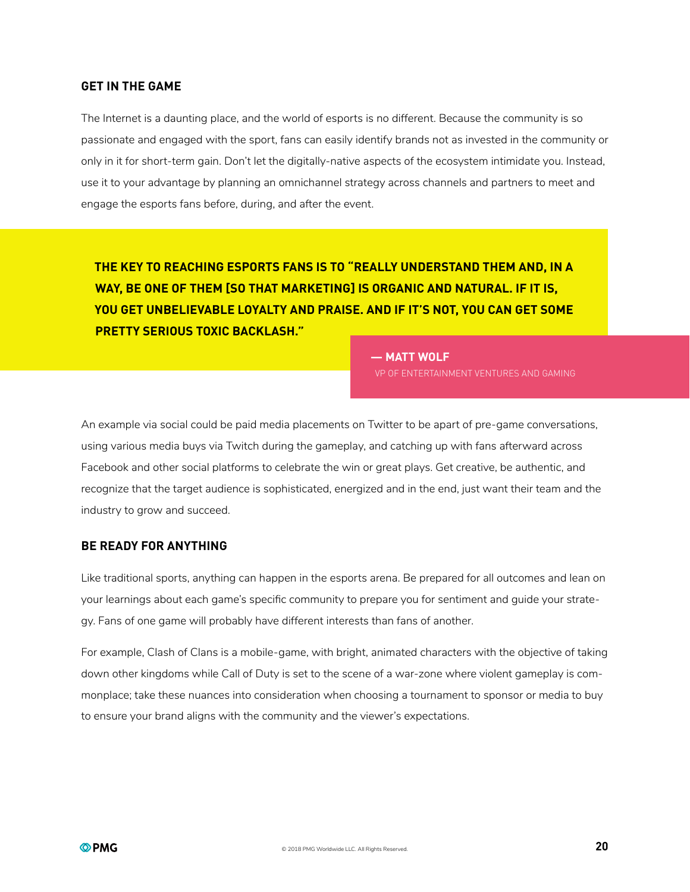## GET IN THE GAME

The Internet is a daunting place, and the world of esports is no different. Because the community is so passionate and engaged with the sport, fans can easily identify brands not as invested in the community or only in it for short-term gain. Don't let the digitally-native aspects of the ecosystem intimidate you. Instead, use it to your advantage by planning an omnichannel strategy across channels and partners to meet and engage the esports fans before, during, and after the event.

> **THE KEY TO REACHING ESPORTS FANS IS TO "REALLY UNDERSTAND THEM AND, IN A WAY, BE ONE OF THEM [SO THAT MARKETING] IS ORGANIC AND NATURAL. IF IT IS, YOU GET UNBELIEVABLE LOYALTY AND PRAISE. AND IF IT'S NOT, YOU CAN GET SOME PRETTY SERIOUS TOXIC BACKLASH."**
>
> **— MATT WOLF**
> VP OF ENTERTAINMENT VENTURES AND GAMING

An example via social could be paid media placements on Twitter to be apart of pre-game conversations, using various media buys via Twitch during the gameplay, and catching up with fans afterward across Facebook and other social platforms to celebrate the win or great plays. Get creative, be authentic, and recognize that the target audience is sophisticated, energized and in the end, just want their team and the industry to grow and succeed.

## BE READY FOR ANYTHING

Like traditional sports, anything can happen in the esports arena. Be prepared for all outcomes and lean on your learnings about each game's specific community to prepare you for sentiment and guide your strategy. Fans of one game will probably have different interests than fans of another.

For example, Clash of Clans is a mobile-game, with bright, animated characters with the objective of taking down other kingdoms while Call of Duty is set to the scene of a war-zone where violent gameplay is commonplace; take these nuances into consideration when choosing a tournament to sponsor or media to buy to ensure your brand aligns with the community and the viewer's expectations.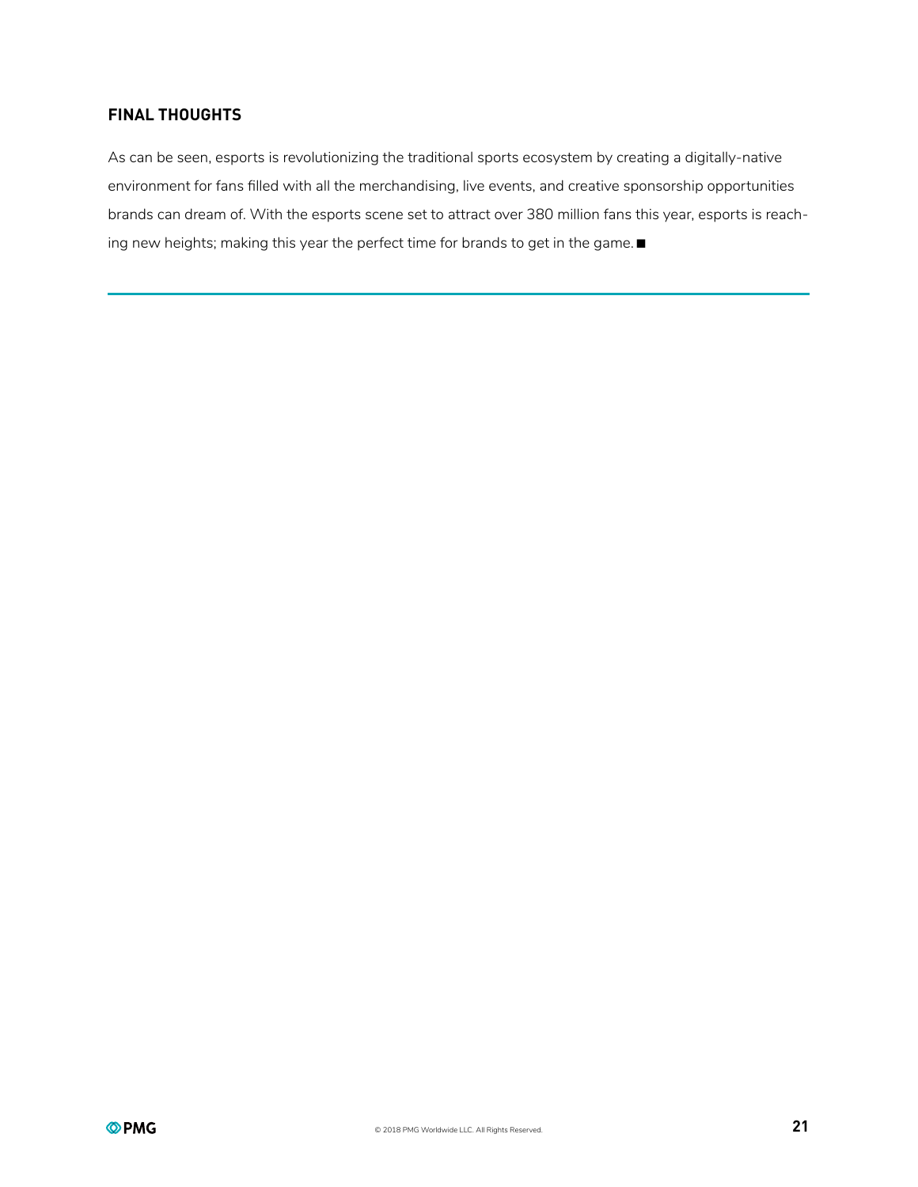## FINAL THOUGHTS

As can be seen, esports is revolutionizing the traditional sports ecosystem by creating a digitally-native environment for fans filled with all the merchandising, live events, and creative sponsorship opportunities brands can dream of. With the esports scene set to attract over 380 million fans this year, esports is reaching new heights; making this year the perfect time for brands to get in the game. ■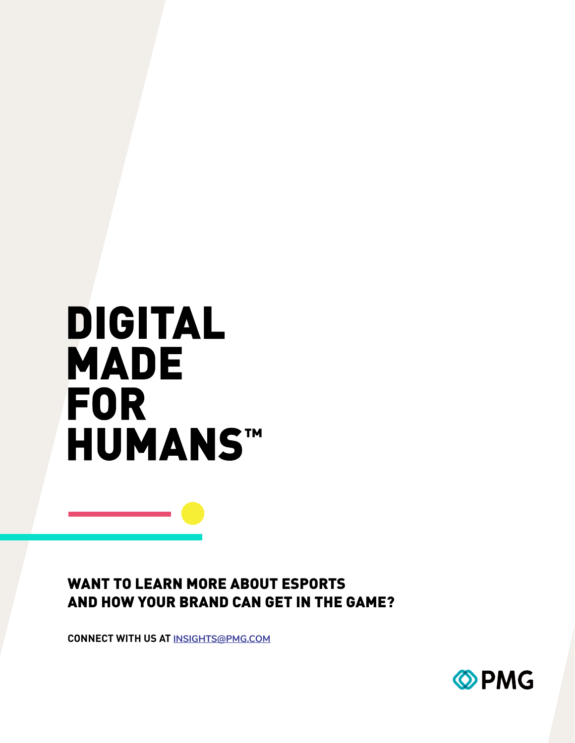# DIGITAL MADE FOR HUMANS™

## WANT TO LEARN MORE ABOUT ESPORTS AND HOW YOUR BRAND CAN GET IN THE GAME?

**CONNECT WITH US AT** INSIGHTS@PMG.COM

PMG